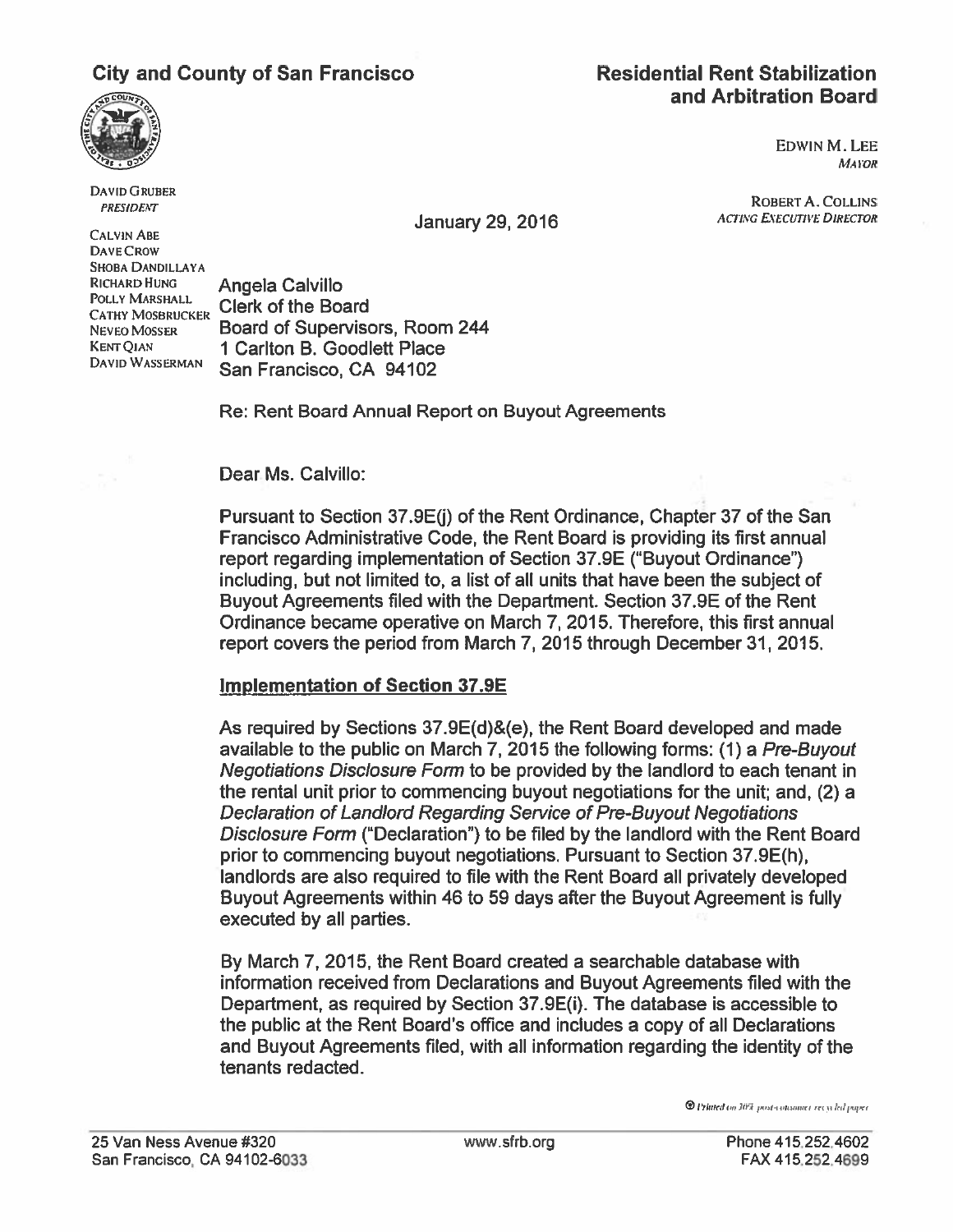**City and County of San Francisco**

**Residential Rent Stabilization and Arbitration Board**

EDWIN M. LEE
*MAYOR*

DAVID GRUBER
*PRESIDENT*

CALVIN ABE
DAVE CROW
SHOBA DANDILLAYA
RICHARD HUNG
POLLY MARSHALL
CATHY MOSBRUCKER
NEVEO MOSSER
KENT QIAN
DAVID WASSERMAN

ROBERT A. COLLINS
*ACTING EXECUTIVE DIRECTOR*

January 29, 2016

Angela Calvillo
Clerk of the Board
Board of Supervisors, Room 244
1 Carlton B. Goodlett Place
San Francisco, CA 94102

Re: Rent Board Annual Report on Buyout Agreements

Dear Ms. Calvillo:

Pursuant to Section 37.9E(j) of the Rent Ordinance, Chapter 37 of the San Francisco Administrative Code, the Rent Board is providing its first annual report regarding implementation of Section 37.9E ("Buyout Ordinance") including, but not limited to, a list of all units that have been the subject of Buyout Agreements filed with the Department. Section 37.9E of the Rent Ordinance became operative on March 7, 2015. Therefore, this first annual report covers the period from March 7, 2015 through December 31, 2015.

## Implementation of Section 37.9E

As required by Sections 37.9E(d)&(e), the Rent Board developed and made available to the public on March 7, 2015 the following forms: (1) a *Pre-Buyout Negotiations Disclosure Form* to be provided by the landlord to each tenant in the rental unit prior to commencing buyout negotiations for the unit; and, (2) a *Declaration of Landlord Regarding Service of Pre-Buyout Negotiations Disclosure Form* ("Declaration") to be filed by the landlord with the Rent Board prior to commencing buyout negotiations. Pursuant to Section 37.9E(h), landlords are also required to file with the Rent Board all privately developed Buyout Agreements within 46 to 59 days after the Buyout Agreement is fully executed by all parties.

By March 7, 2015, the Rent Board created a searchable database with information received from Declarations and Buyout Agreements filed with the Department, as required by Section 37.9E(i). The database is accessible to the public at the Rent Board's office and includes a copy of all Declarations and Buyout Agreements filed, with all information regarding the identity of the tenants redacted.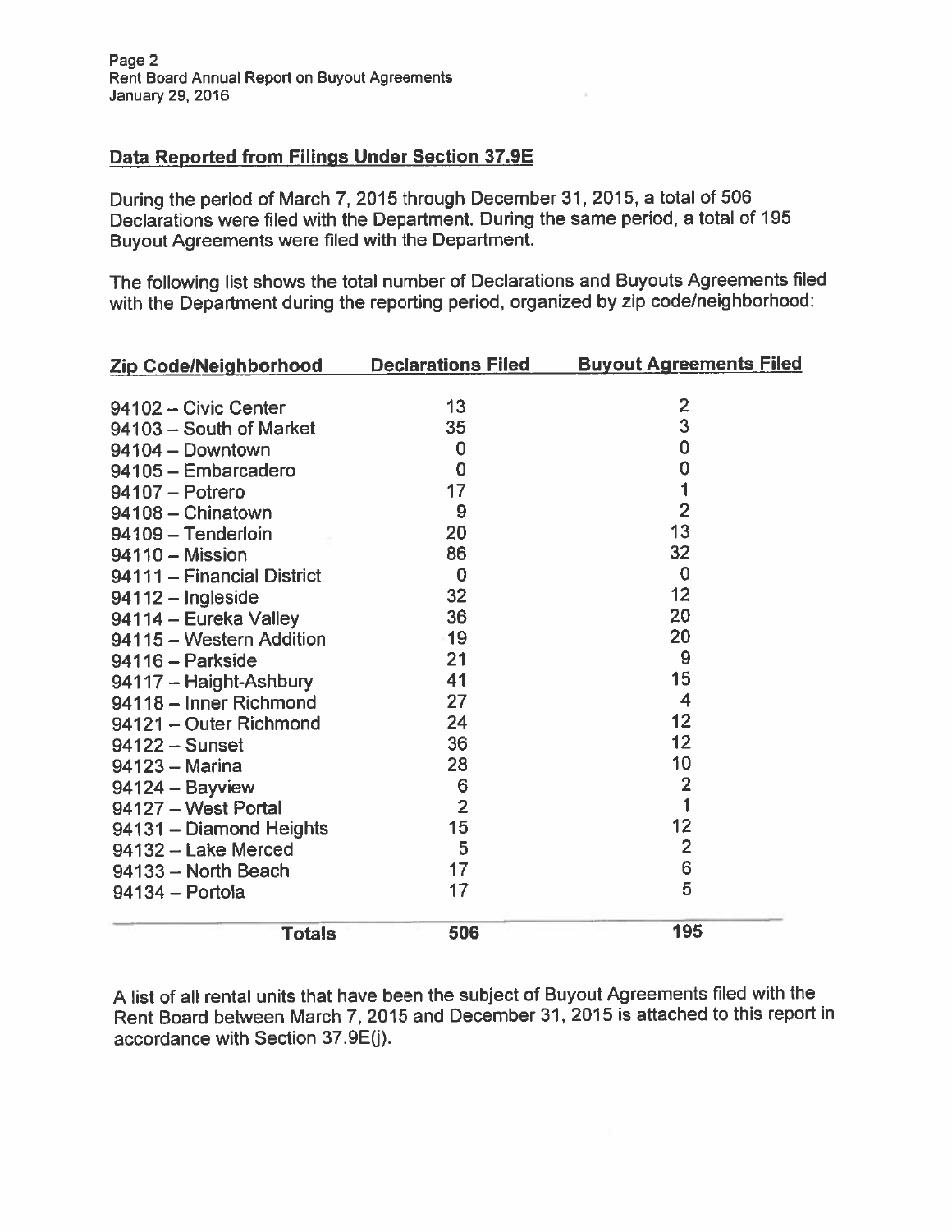## Data Reported from Filings Under Section 37.9E

During the period of March 7, 2015 through December 31, 2015, a total of 506 Declarations were filed with the Department. During the same period, a total of 195 Buyout Agreements were filed with the Department.

The following list shows the total number of Declarations and Buyouts Agreements filed with the Department during the reporting period, organized by zip code/neighborhood:

| Zip Code/Neighborhood | Declarations Filed | Buyout Agreements Filed |
|---|---|---|
| 94102 – Civic Center | 13 | 2 |
| 94103 – South of Market | 35 | 3 |
| 94104 – Downtown | 0 | 0 |
| 94105 – Embarcadero | 0 | 0 |
| 94107 – Potrero | 17 | 1 |
| 94108 – Chinatown | 9 | 2 |
| 94109 – Tenderloin | 20 | 13 |
| 94110 – Mission | 86 | 32 |
| 94111 – Financial District | 0 | 0 |
| 94112 – Ingleside | 32 | 12 |
| 94114 – Eureka Valley | 36 | 20 |
| 94115 – Western Addition | 19 | 20 |
| 94116 – Parkside | 21 | 9 |
| 94117 – Haight-Ashbury | 41 | 15 |
| 94118 – Inner Richmond | 27 | 4 |
| 94121 – Outer Richmond | 24 | 12 |
| 94122 – Sunset | 36 | 12 |
| 94123 – Marina | 28 | 10 |
| 94124 – Bayview | 6 | 2 |
| 94127 – West Portal | 2 | 1 |
| 94131 – Diamond Heights | 15 | 12 |
| 94132 – Lake Merced | 5 | 2 |
| 94133 – North Beach | 17 | 6 |
| 94134 – Portola | 17 | 5 |
| **Totals** | 506 | 195 |

A list of all rental units that have been the subject of Buyout Agreements filed with the Rent Board between March 7, 2015 and December 31, 2015 is attached to this report in accordance with Section 37.9E(j).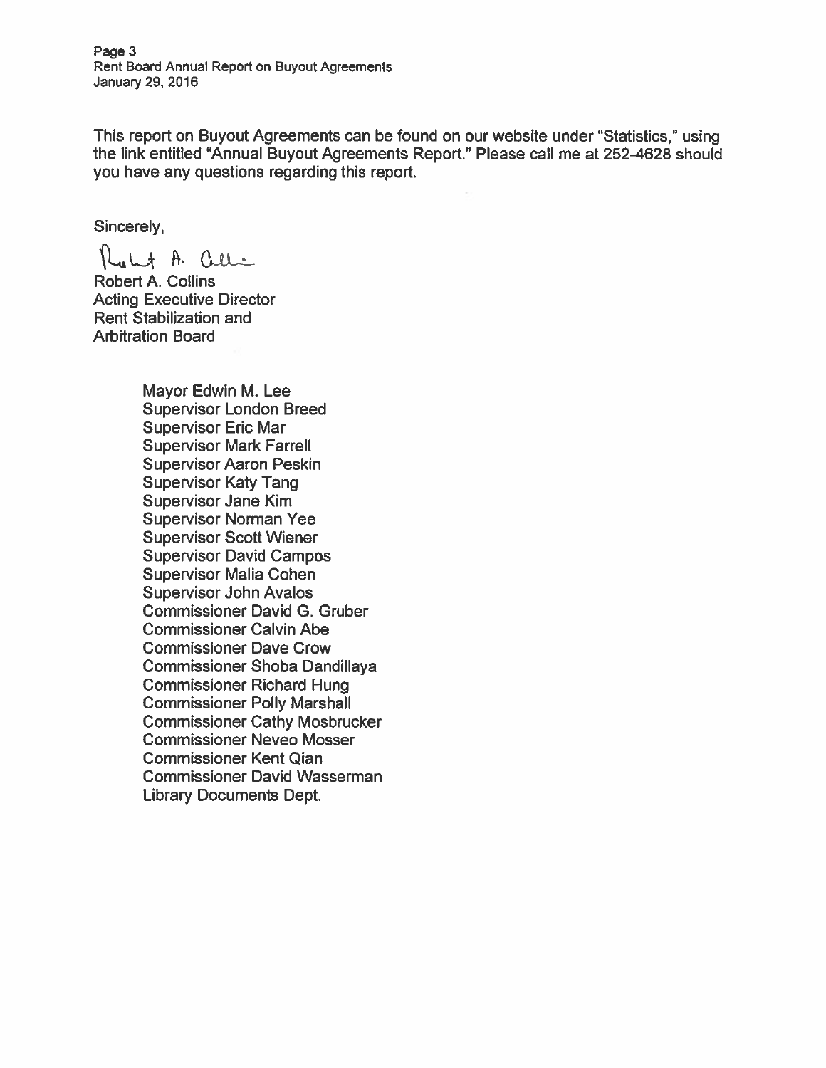This report on Buyout Agreements can be found on our website under "Statistics," using the link entitled "Annual Buyout Agreements Report." Please call me at 252-4628 should you have any questions regarding this report.

Sincerely,

Robert A. Collins
Acting Executive Director
Rent Stabilization and
Arbitration Board

Mayor Edwin M. Lee
Supervisor London Breed
Supervisor Eric Mar
Supervisor Mark Farrell
Supervisor Aaron Peskin
Supervisor Katy Tang
Supervisor Jane Kim
Supervisor Norman Yee
Supervisor Scott Wiener
Supervisor David Campos
Supervisor Malia Cohen
Supervisor John Avalos
Commissioner David G. Gruber
Commissioner Calvin Abe
Commissioner Dave Crow
Commissioner Shoba Dandillaya
Commissioner Richard Hung
Commissioner Polly Marshall
Commissioner Cathy Mosbrucker
Commissioner Neveo Mosser
Commissioner Kent Qian
Commissioner David Wasserman
Library Documents Dept.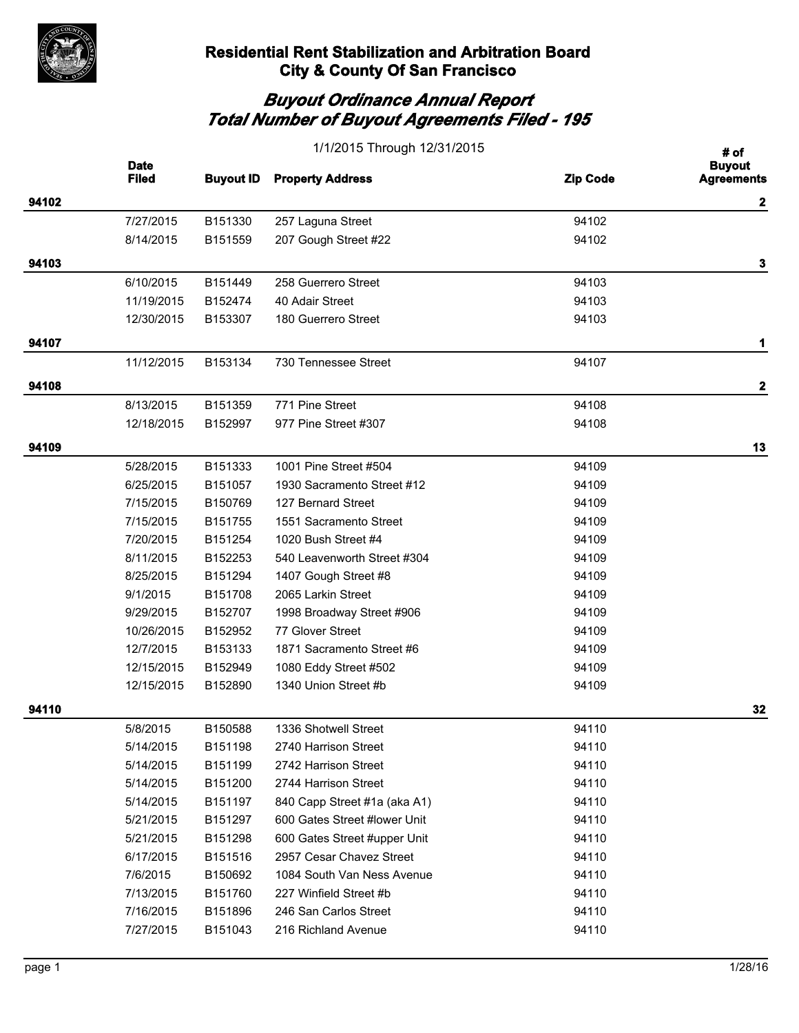# Residential Rent Stabilization and Arbitration Board
## City & County Of San Francisco

## *Buyout Ordinance Annual Report*
## *Total Number of Buyout Agreements Filed - 195*

1/1/2015 Through 12/31/2015

| | Date Filed | Buyout ID | Property Address | Zip Code | # of Buyout Agreements |
|---|---|---|---|---|---|
| **94102** | | | | | **2** |
| | 7/27/2015 | B151330 | 257 Laguna Street | 94102 | |
| | 8/14/2015 | B151559 | 207 Gough Street #22 | 94102 | |
| **94103** | | | | | **3** |
| | 6/10/2015 | B151449 | 258 Guerrero Street | 94103 | |
| | 11/19/2015 | B152474 | 40 Adair Street | 94103 | |
| | 12/30/2015 | B153307 | 180 Guerrero Street | 94103 | |
| **94107** | | | | | **1** |
| | 11/12/2015 | B153134 | 730 Tennessee Street | 94107 | |
| **94108** | | | | | **2** |
| | 8/13/2015 | B151359 | 771 Pine Street | 94108 | |
| | 12/18/2015 | B152997 | 977 Pine Street #307 | 94108 | |
| **94109** | | | | | **13** |
| | 5/28/2015 | B151333 | 1001 Pine Street #504 | 94109 | |
| | 6/25/2015 | B151057 | 1930 Sacramento Street #12 | 94109 | |
| | 7/15/2015 | B150769 | 127 Bernard Street | 94109 | |
| | 7/15/2015 | B151755 | 1551 Sacramento Street | 94109 | |
| | 7/20/2015 | B151254 | 1020 Bush Street #4 | 94109 | |
| | 8/11/2015 | B152253 | 540 Leavenworth Street #304 | 94109 | |
| | 8/25/2015 | B151294 | 1407 Gough Street #8 | 94109 | |
| | 9/1/2015 | B151708 | 2065 Larkin Street | 94109 | |
| | 9/29/2015 | B152707 | 1998 Broadway Street #906 | 94109 | |
| | 10/26/2015 | B152952 | 77 Glover Street | 94109 | |
| | 12/7/2015 | B153133 | 1871 Sacramento Street #6 | 94109 | |
| | 12/15/2015 | B152949 | 1080 Eddy Street #502 | 94109 | |
| | 12/15/2015 | B152890 | 1340 Union Street #b | 94109 | |
| **94110** | | | | | **32** |
| | 5/8/2015 | B150588 | 1336 Shotwell Street | 94110 | |
| | 5/14/2015 | B151198 | 2740 Harrison Street | 94110 | |
| | 5/14/2015 | B151199 | 2742 Harrison Street | 94110 | |
| | 5/14/2015 | B151200 | 2744 Harrison Street | 94110 | |
| | 5/14/2015 | B151197 | 840 Capp Street #1a (aka A1) | 94110 | |
| | 5/21/2015 | B151297 | 600 Gates Street #lower Unit | 94110 | |
| | 5/21/2015 | B151298 | 600 Gates Street #upper Unit | 94110 | |
| | 6/17/2015 | B151516 | 2957 Cesar Chavez Street | 94110 | |
| | 7/6/2015 | B150692 | 1084 South Van Ness Avenue | 94110 | |
| | 7/13/2015 | B151760 | 227 Winfield Street #b | 94110 | |
| | 7/16/2015 | B151896 | 246 San Carlos Street | 94110 | |
| | 7/27/2015 | B151043 | 216 Richland Avenue | 94110 | |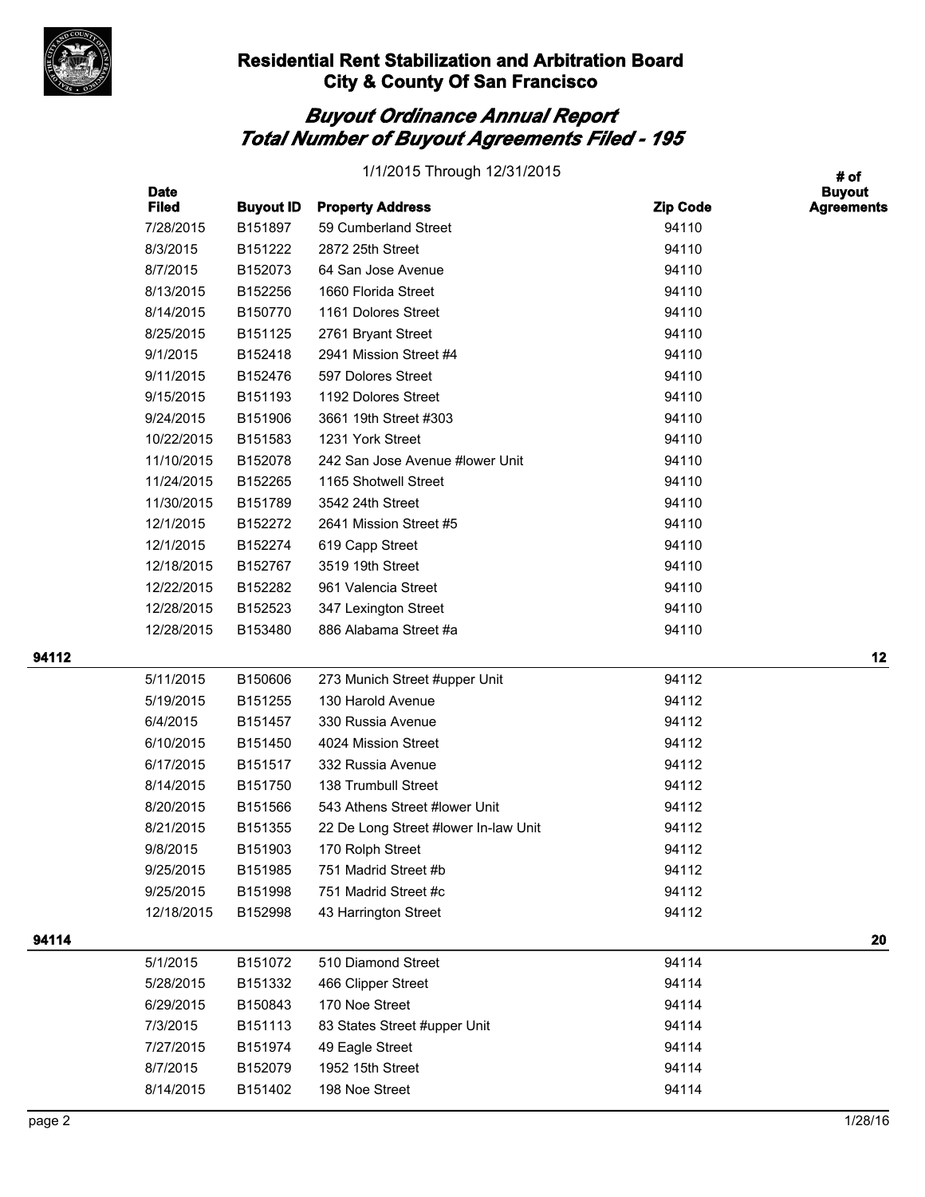## Residential Rent Stabilization and Arbitration Board
## City & County Of San Francisco

# *Buyout Ordinance Annual Report*
# *Total Number of Buyout Agreements Filed - 195*

1/1/2015 Through 12/31/2015

| | Date Filed | Buyout ID | Property Address | Zip Code | # of Buyout Agreements |
|---|---|---|---|---|---|
| | 7/28/2015 | B151897 | 59 Cumberland Street | 94110 | |
| | 8/3/2015 | B151222 | 2872 25th Street | 94110 | |
| | 8/7/2015 | B152073 | 64 San Jose Avenue | 94110 | |
| | 8/13/2015 | B152256 | 1660 Florida Street | 94110 | |
| | 8/14/2015 | B150770 | 1161 Dolores Street | 94110 | |
| | 8/25/2015 | B151125 | 2761 Bryant Street | 94110 | |
| | 9/1/2015 | B152418 | 2941 Mission Street #4 | 94110 | |
| | 9/11/2015 | B152476 | 597 Dolores Street | 94110 | |
| | 9/15/2015 | B151193 | 1192 Dolores Street | 94110 | |
| | 9/24/2015 | B151906 | 3661 19th Street #303 | 94110 | |
| | 10/22/2015 | B151583 | 1231 York Street | 94110 | |
| | 11/10/2015 | B152078 | 242 San Jose Avenue #lower Unit | 94110 | |
| | 11/24/2015 | B152265 | 1165 Shotwell Street | 94110 | |
| | 11/30/2015 | B151789 | 3542 24th Street | 94110 | |
| | 12/1/2015 | B152272 | 2641 Mission Street #5 | 94110 | |
| | 12/1/2015 | B152274 | 619 Capp Street | 94110 | |
| | 12/18/2015 | B152767 | 3519 19th Street | 94110 | |
| | 12/22/2015 | B152282 | 961 Valencia Street | 94110 | |
| | 12/28/2015 | B152523 | 347 Lexington Street | 94110 | |
| | 12/28/2015 | B153480 | 886 Alabama Street #a | 94110 | |
| **94112** | | | | | **12** |
| | 5/11/2015 | B150606 | 273 Munich Street #upper Unit | 94112 | |
| | 5/19/2015 | B151255 | 130 Harold Avenue | 94112 | |
| | 6/4/2015 | B151457 | 330 Russia Avenue | 94112 | |
| | 6/10/2015 | B151450 | 4024 Mission Street | 94112 | |
| | 6/17/2015 | B151517 | 332 Russia Avenue | 94112 | |
| | 8/14/2015 | B151750 | 138 Trumbull Street | 94112 | |
| | 8/20/2015 | B151566 | 543 Athens Street #lower Unit | 94112 | |
| | 8/21/2015 | B151355 | 22 De Long Street #lower In-law Unit | 94112 | |
| | 9/8/2015 | B151903 | 170 Rolph Street | 94112 | |
| | 9/25/2015 | B151985 | 751 Madrid Street #b | 94112 | |
| | 9/25/2015 | B151998 | 751 Madrid Street #c | 94112 | |
| | 12/18/2015 | B152998 | 43 Harrington Street | 94112 | |
| **94114** | | | | | **20** |
| | 5/1/2015 | B151072 | 510 Diamond Street | 94114 | |
| | 5/28/2015 | B151332 | 466 Clipper Street | 94114 | |
| | 6/29/2015 | B150843 | 170 Noe Street | 94114 | |
| | 7/3/2015 | B151113 | 83 States Street #upper Unit | 94114 | |
| | 7/27/2015 | B151974 | 49 Eagle Street | 94114 | |
| | 8/7/2015 | B152079 | 1952 15th Street | 94114 | |
| | 8/14/2015 | B151402 | 198 Noe Street | 94114 | |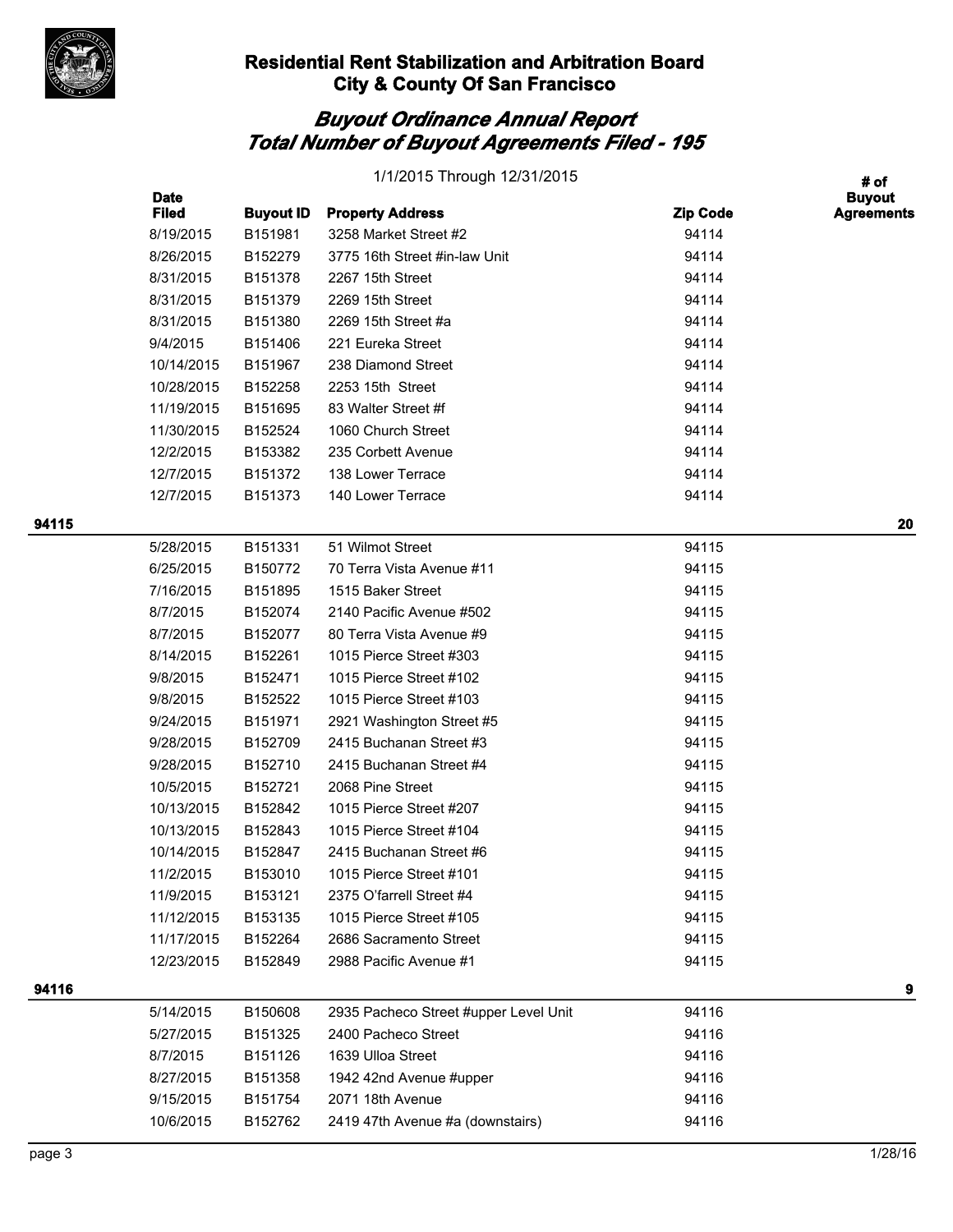# Residential Rent Stabilization and Arbitration Board
## City & County Of San Francisco

## *Buyout Ordinance Annual Report*
## *Total Number of Buyout Agreements Filed - 195*

1/1/2015 Through 12/31/2015

| | Date Filed | Buyout ID | Property Address | Zip Code | # of Buyout Agreements |
|---|---|---|---|---|---|
| | 8/19/2015 | B151981 | 3258 Market Street #2 | 94114 | |
| | 8/26/2015 | B152279 | 3775 16th Street #in-law Unit | 94114 | |
| | 8/31/2015 | B151378 | 2267 15th Street | 94114 | |
| | 8/31/2015 | B151379 | 2269 15th Street | 94114 | |
| | 8/31/2015 | B151380 | 2269 15th Street #a | 94114 | |
| | 9/4/2015 | B151406 | 221 Eureka Street | 94114 | |
| | 10/14/2015 | B151967 | 238 Diamond Street | 94114 | |
| | 10/28/2015 | B152258 | 2253 15th Street | 94114 | |
| | 11/19/2015 | B151695 | 83 Walter Street #f | 94114 | |
| | 11/30/2015 | B152524 | 1060 Church Street | 94114 | |
| | 12/2/2015 | B153382 | 235 Corbett Avenue | 94114 | |
| | 12/7/2015 | B151372 | 138 Lower Terrace | 94114 | |
| | 12/7/2015 | B151373 | 140 Lower Terrace | 94114 | |
| **94115** | | | | | **20** |
| | 5/28/2015 | B151331 | 51 Wilmot Street | 94115 | |
| | 6/25/2015 | B150772 | 70 Terra Vista Avenue #11 | 94115 | |
| | 7/16/2015 | B151895 | 1515 Baker Street | 94115 | |
| | 8/7/2015 | B152074 | 2140 Pacific Avenue #502 | 94115 | |
| | 8/7/2015 | B152077 | 80 Terra Vista Avenue #9 | 94115 | |
| | 8/14/2015 | B152261 | 1015 Pierce Street #303 | 94115 | |
| | 9/8/2015 | B152471 | 1015 Pierce Street #102 | 94115 | |
| | 9/8/2015 | B152522 | 1015 Pierce Street #103 | 94115 | |
| | 9/24/2015 | B151971 | 2921 Washington Street #5 | 94115 | |
| | 9/28/2015 | B152709 | 2415 Buchanan Street #3 | 94115 | |
| | 9/28/2015 | B152710 | 2415 Buchanan Street #4 | 94115 | |
| | 10/5/2015 | B152721 | 2068 Pine Street | 94115 | |
| | 10/13/2015 | B152842 | 1015 Pierce Street #207 | 94115 | |
| | 10/13/2015 | B152843 | 1015 Pierce Street #104 | 94115 | |
| | 10/14/2015 | B152847 | 2415 Buchanan Street #6 | 94115 | |
| | 11/2/2015 | B153010 | 1015 Pierce Street #101 | 94115 | |
| | 11/9/2015 | B153121 | 2375 O'farrell Street #4 | 94115 | |
| | 11/12/2015 | B153135 | 1015 Pierce Street #105 | 94115 | |
| | 11/17/2015 | B152264 | 2686 Sacramento Street | 94115 | |
| | 12/23/2015 | B152849 | 2988 Pacific Avenue #1 | 94115 | |
| **94116** | | | | | **9** |
| | 5/14/2015 | B150608 | 2935 Pacheco Street #upper Level Unit | 94116 | |
| | 5/27/2015 | B151325 | 2400 Pacheco Street | 94116 | |
| | 8/7/2015 | B151126 | 1639 Ulloa Street | 94116 | |
| | 8/27/2015 | B151358 | 1942 42nd Avenue #upper | 94116 | |
| | 9/15/2015 | B151754 | 2071 18th Avenue | 94116 | |
| | 10/6/2015 | B152762 | 2419 47th Avenue #a (downstairs) | 94116 | |

1/28/16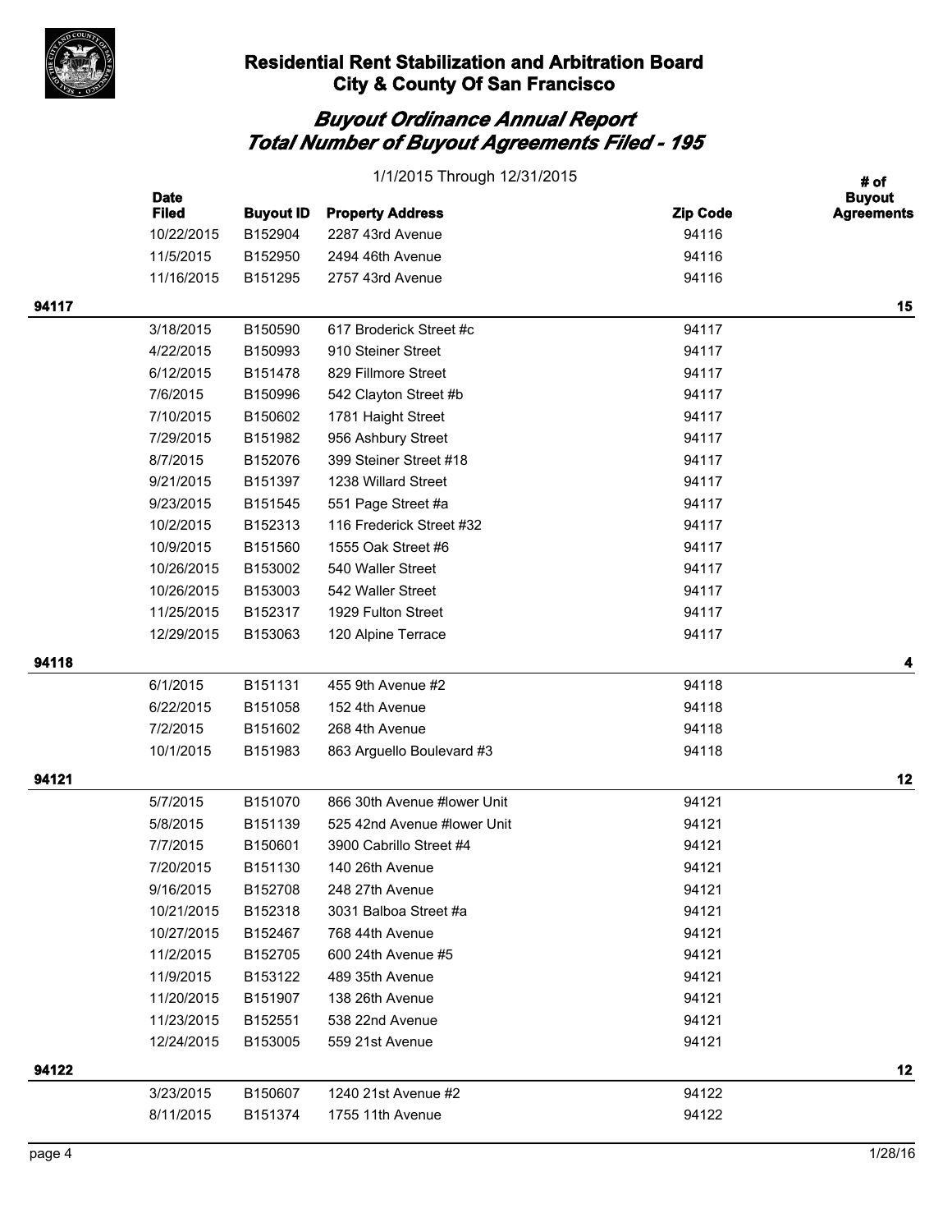**Residential Rent Stabilization and Arbitration Board**
**City & County Of San Francisco**

## *Buyout Ordinance Annual Report*
## *Total Number of Buyout Agreements Filed - 195*

1/1/2015 Through 12/31/2015

| | Date Filed | Buyout ID | Property Address | Zip Code | # of Buyout Agreements |
|---|---|---|---|---|---|
| | 10/22/2015 | B152904 | 2287 43rd Avenue | 94116 | |
| | 11/5/2015 | B152950 | 2494 46th Avenue | 94116 | |
| | 11/16/2015 | B151295 | 2757 43rd Avenue | 94116 | |
| **94117** | | | | | **15** |
| | 3/18/2015 | B150590 | 617 Broderick Street #c | 94117 | |
| | 4/22/2015 | B150993 | 910 Steiner Street | 94117 | |
| | 6/12/2015 | B151478 | 829 Fillmore Street | 94117 | |
| | 7/6/2015 | B150996 | 542 Clayton Street #b | 94117 | |
| | 7/10/2015 | B150602 | 1781 Haight Street | 94117 | |
| | 7/29/2015 | B151982 | 956 Ashbury Street | 94117 | |
| | 8/7/2015 | B152076 | 399 Steiner Street #18 | 94117 | |
| | 9/21/2015 | B151397 | 1238 Willard Street | 94117 | |
| | 9/23/2015 | B151545 | 551 Page Street #a | 94117 | |
| | 10/2/2015 | B152313 | 116 Frederick Street #32 | 94117 | |
| | 10/9/2015 | B151560 | 1555 Oak Street #6 | 94117 | |
| | 10/26/2015 | B153002 | 540 Waller Street | 94117 | |
| | 10/26/2015 | B153003 | 542 Waller Street | 94117 | |
| | 11/25/2015 | B152317 | 1929 Fulton Street | 94117 | |
| | 12/29/2015 | B153063 | 120 Alpine Terrace | 94117 | |
| **94118** | | | | | **4** |
| | 6/1/2015 | B151131 | 455 9th Avenue #2 | 94118 | |
| | 6/22/2015 | B151058 | 152 4th Avenue | 94118 | |
| | 7/2/2015 | B151602 | 268 4th Avenue | 94118 | |
| | 10/1/2015 | B151983 | 863 Arguello Boulevard #3 | 94118 | |
| **94121** | | | | | **12** |
| | 5/7/2015 | B151070 | 866 30th Avenue #lower Unit | 94121 | |
| | 5/8/2015 | B151139 | 525 42nd Avenue #lower Unit | 94121 | |
| | 7/7/2015 | B150601 | 3900 Cabrillo Street #4 | 94121 | |
| | 7/20/2015 | B151130 | 140 26th Avenue | 94121 | |
| | 9/16/2015 | B152708 | 248 27th Avenue | 94121 | |
| | 10/21/2015 | B152318 | 3031 Balboa Street #a | 94121 | |
| | 10/27/2015 | B152467 | 768 44th Avenue | 94121 | |
| | 11/2/2015 | B152705 | 600 24th Avenue #5 | 94121 | |
| | 11/9/2015 | B153122 | 489 35th Avenue | 94121 | |
| | 11/20/2015 | B151907 | 138 26th Avenue | 94121 | |
| | 11/23/2015 | B152551 | 538 22nd Avenue | 94121 | |
| | 12/24/2015 | B153005 | 559 21st Avenue | 94121 | |
| **94122** | | | | | **12** |
| | 3/23/2015 | B150607 | 1240 21st Avenue #2 | 94122 | |
| | 8/11/2015 | B151374 | 1755 11th Avenue | 94122 | |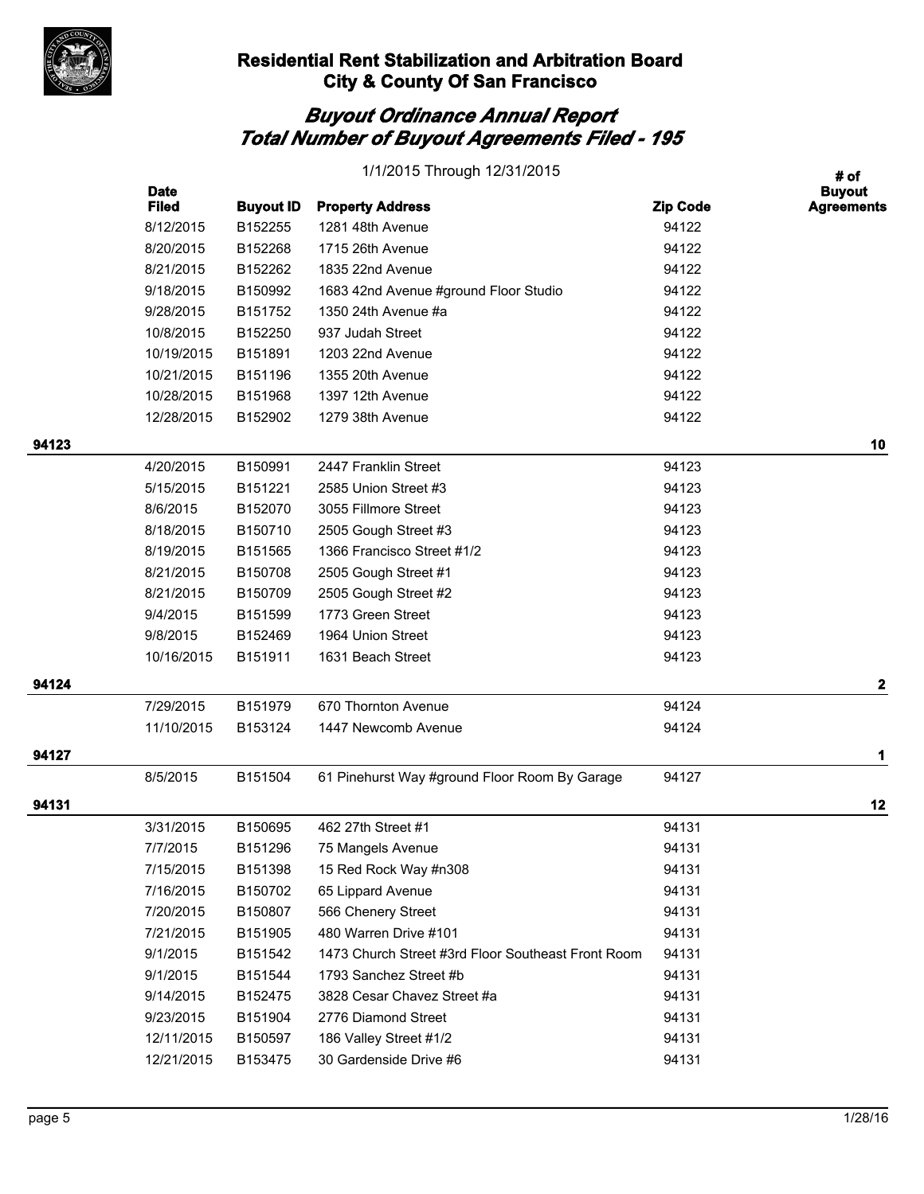## Residential Rent Stabilization and Arbitration Board
## City & County Of San Francisco

### *Buyout Ordinance Annual Report*
### *Total Number of Buyout Agreements Filed - 195*

1/1/2015 Through 12/31/2015

| | Date Filed | Buyout ID | Property Address | Zip Code | # of Buyout Agreements |
|---|---|---|---|---|---|
| | 8/12/2015 | B152255 | 1281 48th Avenue | 94122 | |
| | 8/20/2015 | B152268 | 1715 26th Avenue | 94122 | |
| | 8/21/2015 | B152262 | 1835 22nd Avenue | 94122 | |
| | 9/18/2015 | B150992 | 1683 42nd Avenue #ground Floor Studio | 94122 | |
| | 9/28/2015 | B151752 | 1350 24th Avenue #a | 94122 | |
| | 10/8/2015 | B152250 | 937 Judah Street | 94122 | |
| | 10/19/2015 | B151891 | 1203 22nd Avenue | 94122 | |
| | 10/21/2015 | B151196 | 1355 20th Avenue | 94122 | |
| | 10/28/2015 | B151968 | 1397 12th Avenue | 94122 | |
| | 12/28/2015 | B152902 | 1279 38th Avenue | 94122 | |
| **94123** | | | | | **10** |
| | 4/20/2015 | B150991 | 2447 Franklin Street | 94123 | |
| | 5/15/2015 | B151221 | 2585 Union Street #3 | 94123 | |
| | 8/6/2015 | B152070 | 3055 Fillmore Street | 94123 | |
| | 8/18/2015 | B150710 | 2505 Gough Street #3 | 94123 | |
| | 8/19/2015 | B151565 | 1366 Francisco Street #1/2 | 94123 | |
| | 8/21/2015 | B150708 | 2505 Gough Street #1 | 94123 | |
| | 8/21/2015 | B150709 | 2505 Gough Street #2 | 94123 | |
| | 9/4/2015 | B151599 | 1773 Green Street | 94123 | |
| | 9/8/2015 | B152469 | 1964 Union Street | 94123 | |
| | 10/16/2015 | B151911 | 1631 Beach Street | 94123 | |
| **94124** | | | | | **2** |
| | 7/29/2015 | B151979 | 670 Thornton Avenue | 94124 | |
| | 11/10/2015 | B153124 | 1447 Newcomb Avenue | 94124 | |
| **94127** | | | | | **1** |
| | 8/5/2015 | B151504 | 61 Pinehurst Way #ground Floor Room By Garage | 94127 | |
| **94131** | | | | | **12** |
| | 3/31/2015 | B150695 | 462 27th Street #1 | 94131 | |
| | 7/7/2015 | B151296 | 75 Mangels Avenue | 94131 | |
| | 7/15/2015 | B151398 | 15 Red Rock Way #n308 | 94131 | |
| | 7/16/2015 | B150702 | 65 Lippard Avenue | 94131 | |
| | 7/20/2015 | B150807 | 566 Chenery Street | 94131 | |
| | 7/21/2015 | B151905 | 480 Warren Drive #101 | 94131 | |
| | 9/1/2015 | B151542 | 1473 Church Street #3rd Floor Southeast Front Room | 94131 | |
| | 9/1/2015 | B151544 | 1793 Sanchez Street #b | 94131 | |
| | 9/14/2015 | B152475 | 3828 Cesar Chavez Street #a | 94131 | |
| | 9/23/2015 | B151904 | 2776 Diamond Street | 94131 | |
| | 12/11/2015 | B150597 | 186 Valley Street #1/2 | 94131 | |
| | 12/21/2015 | B153475 | 30 Gardenside Drive #6 | 94131 | |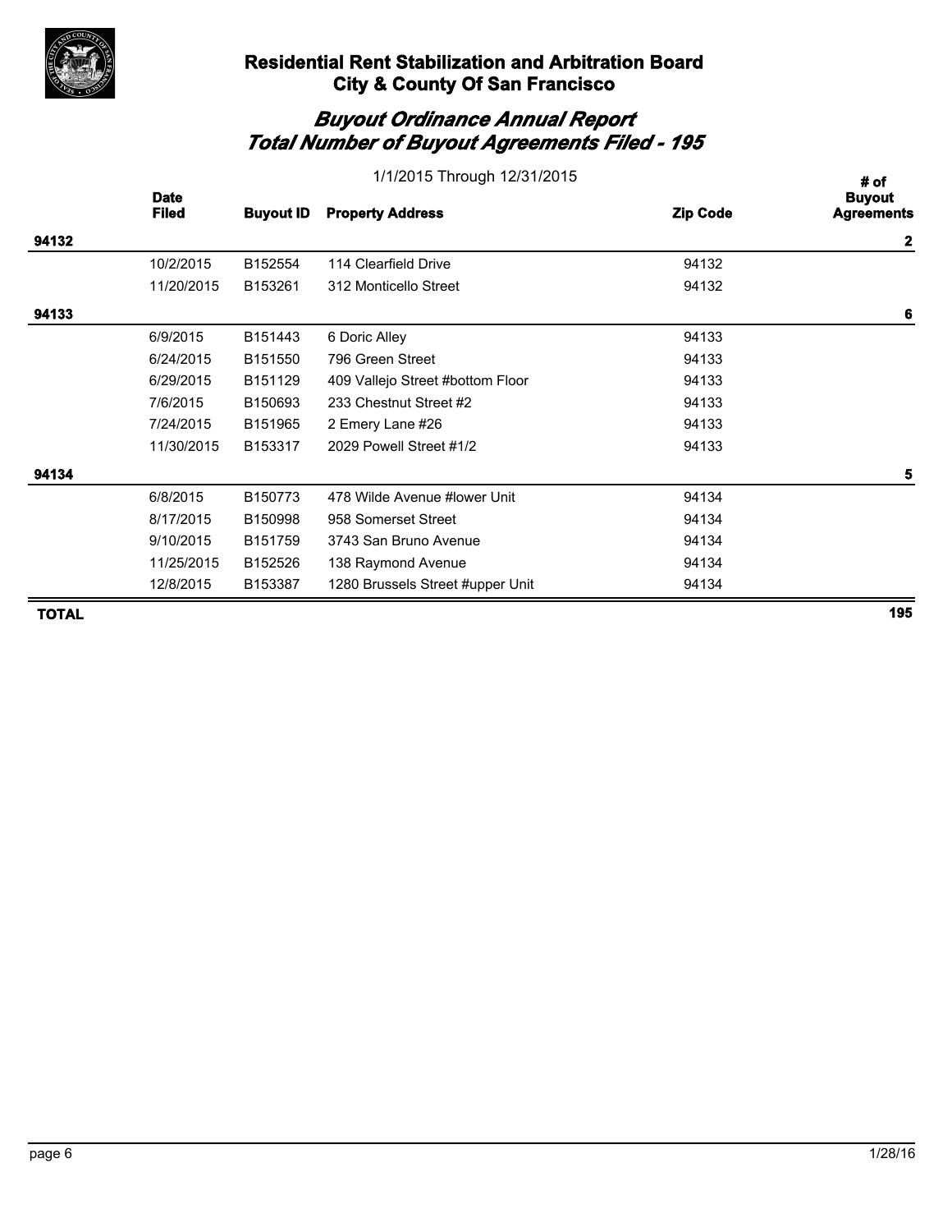## Residential Rent Stabilization and Arbitration Board
## City & County Of San Francisco

### *Buyout Ordinance Annual Report*
### *Total Number of Buyout Agreements Filed - 195*

1/1/2015 Through 12/31/2015

| | Date Filed | Buyout ID | Property Address | Zip Code | # of Buyout Agreements |
|---|---|---|---|---|---|
| **94132** | | | | | **2** |
| | 10/2/2015 | B152554 | 114 Clearfield Drive | 94132 | |
| | 11/20/2015 | B153261 | 312 Monticello Street | 94132 | |
| **94133** | | | | | **6** |
| | 6/9/2015 | B151443 | 6 Doric Alley | 94133 | |
| | 6/24/2015 | B151550 | 796 Green Street | 94133 | |
| | 6/29/2015 | B151129 | 409 Vallejo Street #bottom Floor | 94133 | |
| | 7/6/2015 | B150693 | 233 Chestnut Street #2 | 94133 | |
| | 7/24/2015 | B151965 | 2 Emery Lane #26 | 94133 | |
| | 11/30/2015 | B153317 | 2029 Powell Street #1/2 | 94133 | |
| **94134** | | | | | **5** |
| | 6/8/2015 | B150773 | 478 Wilde Avenue #lower Unit | 94134 | |
| | 8/17/2015 | B150998 | 958 Somerset Street | 94134 | |
| | 9/10/2015 | B151759 | 3743 San Bruno Avenue | 94134 | |
| | 11/25/2015 | B152526 | 138 Raymond Avenue | 94134 | |
| | 12/8/2015 | B153387 | 1280 Brussels Street #upper Unit | 94134 | |
| **TOTAL** | | | | | **195** |